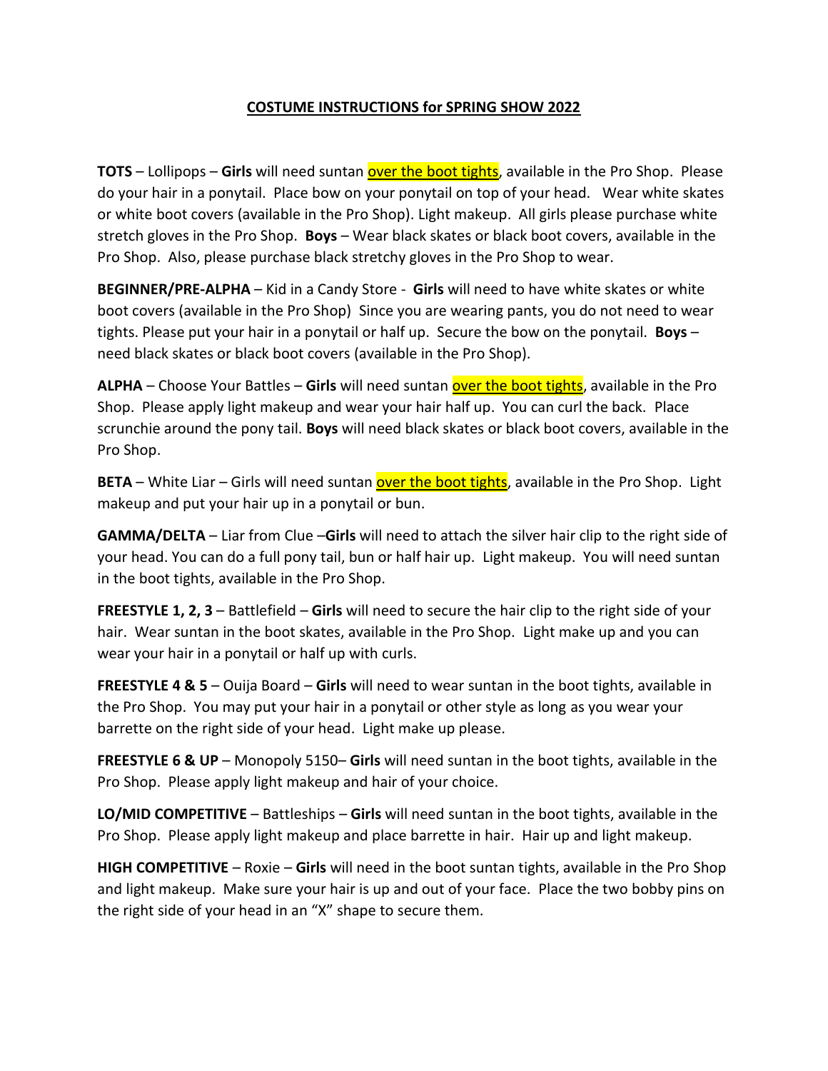**COSTUME INSTRUCTIONS for SPRING SHOW 2022**

**TOTS** – Lollipops – **Girls** will need suntan over the boot tights, available in the Pro Shop. Please do your hair in a ponytail. Place bow on your ponytail on top of your head. Wear white skates or white boot covers (available in the Pro Shop). Light makeup. All girls please purchase white stretch gloves in the Pro Shop. **Boys** – Wear black skates or black boot covers, available in the Pro Shop. Also, please purchase black stretchy gloves in the Pro Shop to wear.

**BEGINNER/PRE-ALPHA** – Kid in a Candy Store - **Girls** will need to have white skates or white boot covers (available in the Pro Shop) Since you are wearing pants, you do not need to wear tights. Please put your hair in a ponytail or half up. Secure the bow on the ponytail. **Boys** – need black skates or black boot covers (available in the Pro Shop).

**ALPHA** – Choose Your Battles – **Girls** will need suntan over the boot tights, available in the Pro Shop. Please apply light makeup and wear your hair half up. You can curl the back. Place scrunchie around the pony tail. **Boys** will need black skates or black boot covers, available in the Pro Shop.

**BETA** – White Liar – Girls will need suntan over the boot tights, available in the Pro Shop. Light makeup and put your hair up in a ponytail or bun.

**GAMMA/DELTA** – Liar from Clue –**Girls** will need to attach the silver hair clip to the right side of your head. You can do a full pony tail, bun or half hair up. Light makeup. You will need suntan in the boot tights, available in the Pro Shop.

**FREESTYLE 1, 2, 3** – Battlefield – **Girls** will need to secure the hair clip to the right side of your hair. Wear suntan in the boot skates, available in the Pro Shop. Light make up and you can wear your hair in a ponytail or half up with curls.

**FREESTYLE 4 & 5** – Ouija Board – **Girls** will need to wear suntan in the boot tights, available in the Pro Shop. You may put your hair in a ponytail or other style as long as you wear your barrette on the right side of your head. Light make up please.

**FREESTYLE 6 & UP** – Monopoly 5150– **Girls** will need suntan in the boot tights, available in the Pro Shop. Please apply light makeup and hair of your choice.

**LO/MID COMPETITIVE** – Battleships – **Girls** will need suntan in the boot tights, available in the Pro Shop. Please apply light makeup and place barrette in hair. Hair up and light makeup.

**HIGH COMPETITIVE** – Roxie – **Girls** will need in the boot suntan tights, available in the Pro Shop and light makeup. Make sure your hair is up and out of your face. Place the two bobby pins on the right side of your head in an "X" shape to secure them.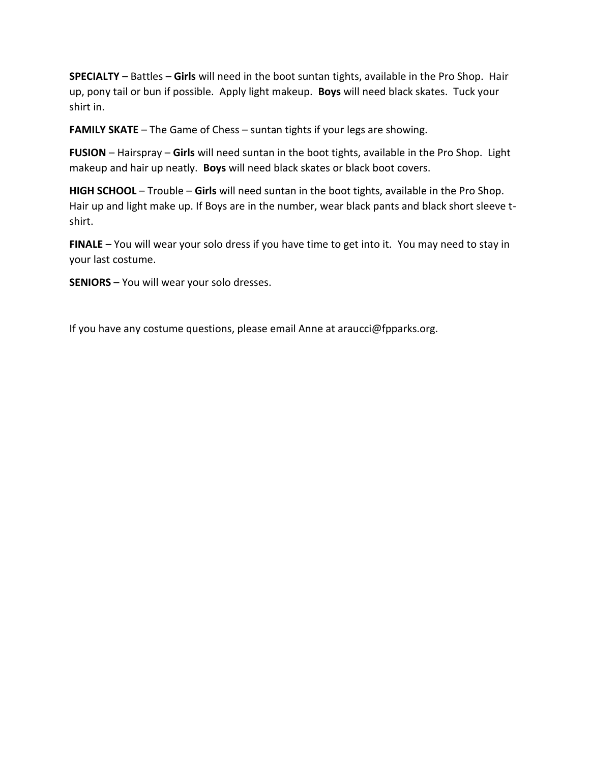**SPECIALTY** – Battles – **Girls** will need in the boot suntan tights, available in the Pro Shop. Hair up, pony tail or bun if possible. Apply light makeup. **Boys** will need black skates. Tuck your shirt in.

**FAMILY SKATE** – The Game of Chess – suntan tights if your legs are showing.

**FUSION** – Hairspray – **Girls** will need suntan in the boot tights, available in the Pro Shop. Light makeup and hair up neatly. **Boys** will need black skates or black boot covers.

**HIGH SCHOOL** – Trouble – **Girls** will need suntan in the boot tights, available in the Pro Shop. Hair up and light make up. If Boys are in the number, wear black pants and black short sleeve t-shirt.

**FINALE** – You will wear your solo dress if you have time to get into it. You may need to stay in your last costume.

**SENIORS** – You will wear your solo dresses.

If you have any costume questions, please email Anne at araucci@fpparks.org.